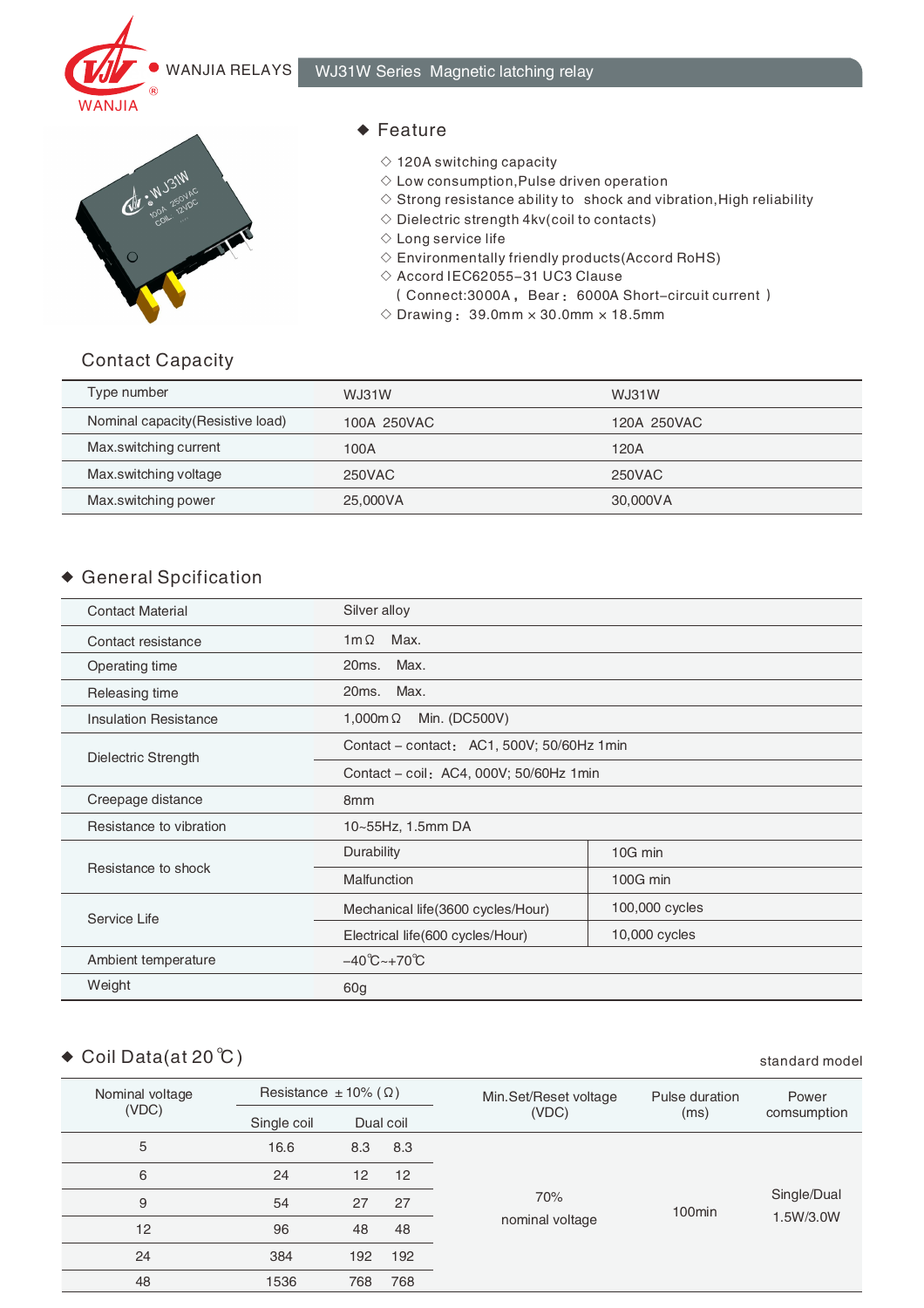WANJIA RELAYS

# WJ31W Series Magnetic latching relay

## Feature

- ◇ 120A switching capacity
- ◇ Low consumption,Pulse driven operation
- ◇ Strong resistance ability to shock and vibration,High reliability
- ◇ Dielectric strength 4kv(coil to contacts)
- ◇ Long service life
- ◇ Environmentally friendly products(Accord RoHS)
- ◇ Accord IEC62055-31 UC3 Clause
  ( Connect:3000A， Bear： 6000A Short-circuit current )
- ◇ Drawing： 39.0mm × 30.0mm × 18.5mm

## Contact Capacity

| Type number | WJ31W | WJ31W |
|---|---|---|
| Nominal capacity(Resistive load) | 100A 250VAC | 120A 250VAC |
| Max.switching current | 100A | 120A |
| Max.switching voltage | 250VAC | 250VAC |
| Max.switching power | 25,000VA | 30,000VA |

## General Spcification

| | | |
|---|---|---|
| Contact Material | Silver alloy | |
| Contact resistance | 1mΩ Max. | |
| Operating time | 20ms. Max. | |
| Releasing time | 20ms. Max. | |
| Insulation Resistance | 1,000mΩ Min. (DC500V) | |
| Dielectric Strength | Contact – contact： AC1, 500V; 50/60Hz 1min | |
| | Contact – coil：AC4, 000V; 50/60Hz 1min | |
| Creepage distance | 8mm | |
| Resistance to vibration | 10~55Hz, 1.5mm DA | |
| Resistance to shock | Durability | 10G min |
| | Malfunction | 100G min |
| Service Life | Mechanical life(3600 cycles/Hour) | 100,000 cycles |
| | Electrical life(600 cycles/Hour) | 10,000 cycles |
| Ambient temperature | -40℃~+70℃ | |
| Weight | 60g | |

## Coil Data(at 20℃)

standard model

| Nominal voltage (VDC) | Resistance ±10% (Ω) | | | Min.Set/Reset voltage (VDC) | Pulse duration (ms) | Power comsumption |
|---|---|---|---|---|---|---|
| | Single coil | Dual coil | | | | |
| 5 | 16.6 | 8.3 | 8.3 | 70% nominal voltage | 100min | Single/Dual 1.5W/3.0W |
| 6 | 24 | 12 | 12 | | | |
| 9 | 54 | 27 | 27 | | | |
| 12 | 96 | 48 | 48 | | | |
| 24 | 384 | 192 | 192 | | | |
| 48 | 1536 | 768 | 768 | | | |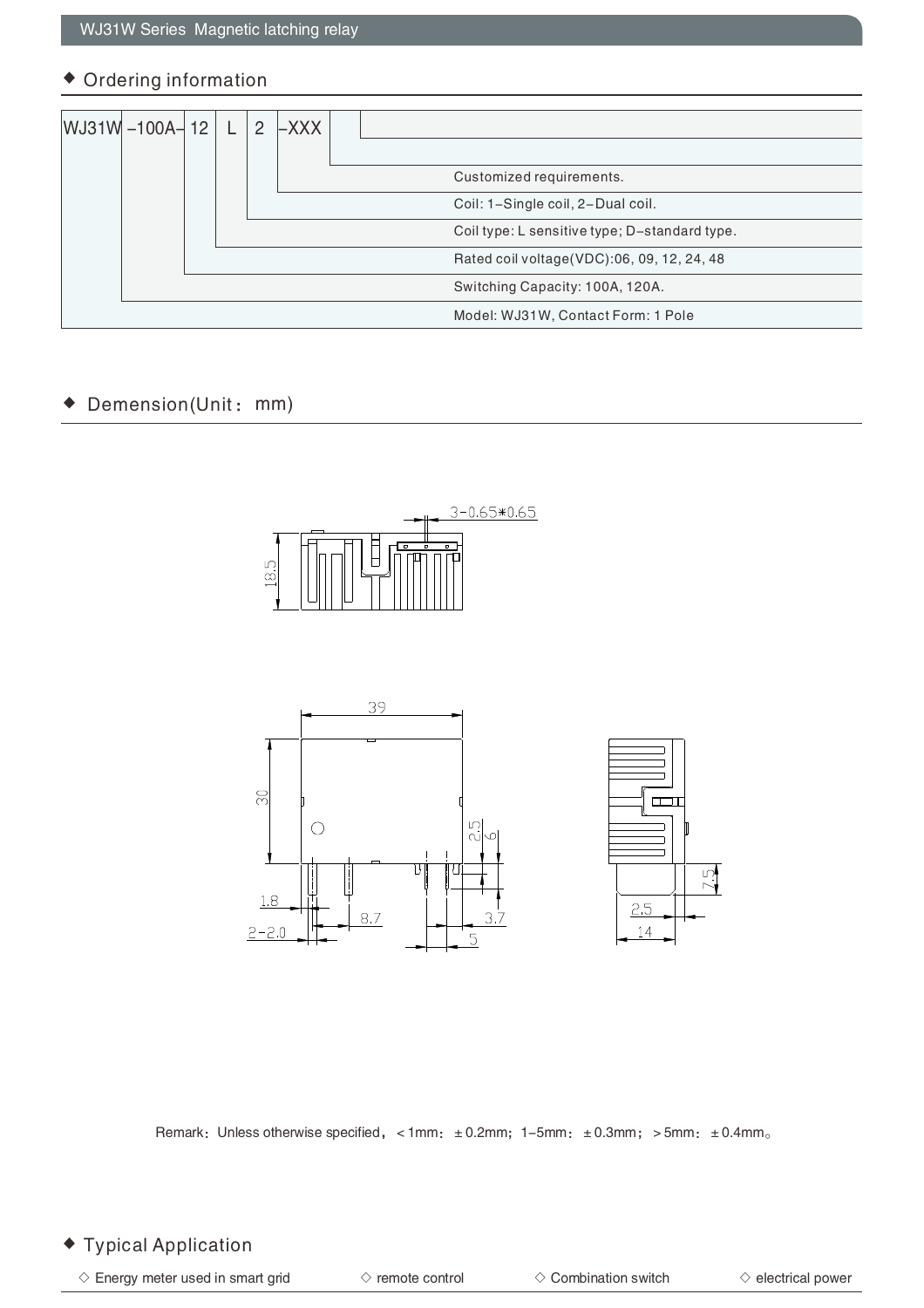## ◆ Ordering information

WJ31W –100A– 12 L 2 –XXX

| Code | Description |
|---|---|
| –XXX | Customized requirements. |
| 2 | Coil: 1–Single coil, 2–Dual coil. |
| L | Coil type: L sensitive type; D–standard type. |
| 12 | Rated coil voltage(VDC):06, 09, 12, 24, 48 |
| –100A– | Switching Capacity: 100A, 120A. |
| WJ31W | Model: WJ31W, Contact Form: 1 Pole |

## ◆ Demension(Unit：mm)

Remark：Unless otherwise specified，＜1mm：±0.2mm；1–5mm：±0.3mm；＞5mm：±0.4mm。

## ◆ Typical Application

◇ Energy meter used in smart grid ◇ remote control ◇ Combination switch ◇ electrical power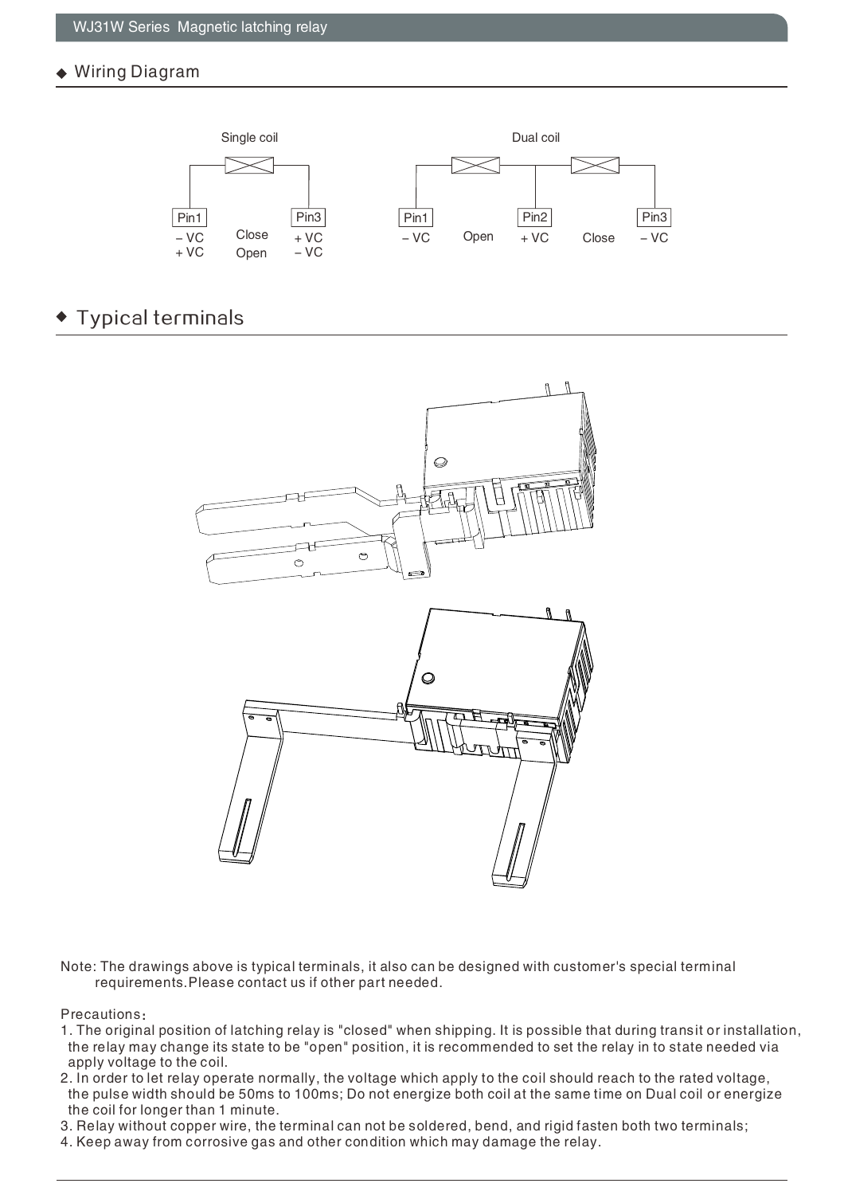## ◆ Wiring Diagram

Single coil

Pin1 Pin3

– VC Close + VC
+ VC Open – VC

Dual coil

Pin1 Pin2 Pin3

– VC Open + VC Close – VC

## ◆ Typical terminals

Note: The drawings above is typical terminals, it also can be designed with customer's special terminal requirements.Please contact us if other part needed.

Precautions：

1. The original position of latching relay is "closed" when shipping. It is possible that during transit or installation, the relay may change its state to be "open" position, it is recommended to set the relay in to state needed via apply voltage to the coil.
2. In order to let relay operate normally, the voltage which apply to the coil should reach to the rated voltage, the pulse width should be 50ms to 100ms; Do not energize both coil at the same time on Dual coil or energize the coil for longer than 1 minute.
3. Relay without copper wire, the terminal can not be soldered, bend, and rigid fasten both two terminals;
4. Keep away from corrosive gas and other condition which may damage the relay.